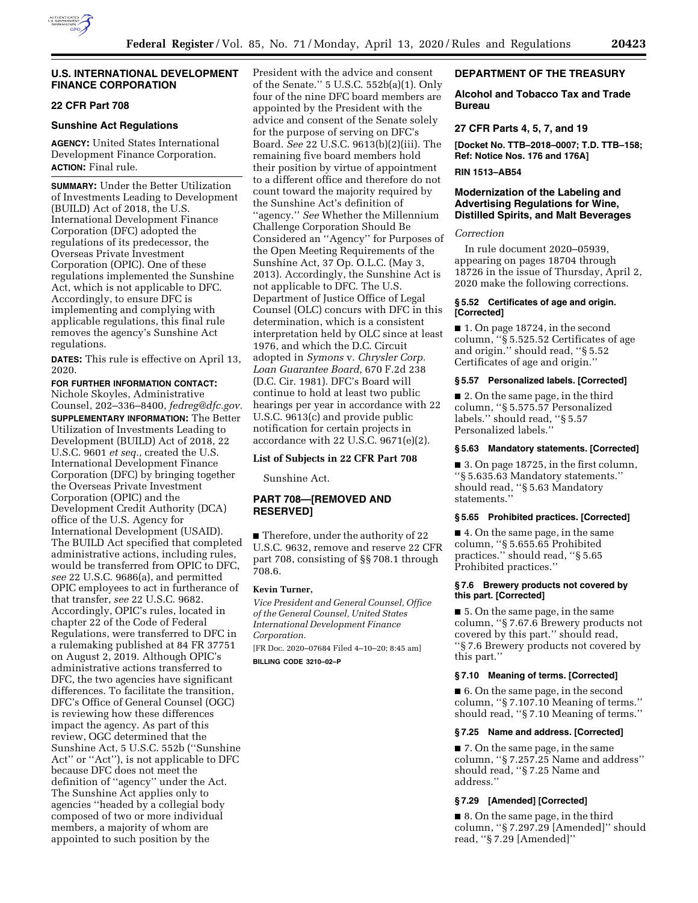## U.S. INTERNATIONAL DEVELOPMENT FINANCE CORPORATION

### 22 CFR Part 708

### Sunshine Act Regulations

**AGENCY:** United States International Development Finance Corporation.

**ACTION:** Final rule.

**SUMMARY:** Under the Better Utilization of Investments Leading to Development (BUILD) Act of 2018, the U.S. International Development Finance Corporation (DFC) adopted the regulations of its predecessor, the Overseas Private Investment Corporation (OPIC). One of these regulations implemented the Sunshine Act, which is not applicable to DFC. Accordingly, to ensure DFC is implementing and complying with applicable regulations, this final rule removes the agency's Sunshine Act regulations.

**DATES:** This rule is effective on April 13, 2020.

**FOR FURTHER INFORMATION CONTACT:** Nichole Skoyles, Administrative Counsel, 202–336–8400, *fedreg@dfc.gov.*

**SUPPLEMENTARY INFORMATION:** The Better Utilization of Investments Leading to Development (BUILD) Act of 2018, 22 U.S.C. 9601 *et seq.*, created the U.S. International Development Finance Corporation (DFC) by bringing together the Overseas Private Investment Corporation (OPIC) and the Development Credit Authority (DCA) office of the U.S. Agency for International Development (USAID). The BUILD Act specified that completed administrative actions, including rules, would be transferred from OPIC to DFC, *see* 22 U.S.C. 9686(a), and permitted OPIC employees to act in furtherance of that transfer, *see* 22 U.S.C. 9682. Accordingly, OPIC's rules, located in chapter 22 of the Code of Federal Regulations, were transferred to DFC in a rulemaking published at 84 FR 37751 on August 2, 2019. Although OPIC's administrative actions transferred to DFC, the two agencies have significant differences. To facilitate the transition, DFC's Office of General Counsel (OGC) is reviewing how these differences impact the agency. As part of this review, OGC determined that the Sunshine Act, 5 U.S.C. 552b (''Sunshine Act'' or ''Act''), is not applicable to DFC because DFC does not meet the definition of ''agency'' under the Act. The Sunshine Act applies only to agencies ''headed by a collegial body composed of two or more individual members, a majority of whom are appointed to such position by the President with the advice and consent of the Senate.'' 5 U.S.C. 552b(a)(1). Only four of the nine DFC board members are appointed by the President with the advice and consent of the Senate solely for the purpose of serving on DFC's Board. *See* 22 U.S.C. 9613(b)(2)(iii). The remaining five board members hold their position by virtue of appointment to a different office and therefore do not count toward the majority required by the Sunshine Act's definition of ''agency.'' *See* Whether the Millennium Challenge Corporation Should Be Considered an ''Agency'' for Purposes of the Open Meeting Requirements of the Sunshine Act, 37 Op. O.L.C. (May 3, 2013). Accordingly, the Sunshine Act is not applicable to DFC. The U.S. Department of Justice Office of Legal Counsel (OLC) concurs with DFC in this determination, which is a consistent interpretation held by OLC since at least 1976, and which the D.C. Circuit adopted in *Symons* v. *Chrysler Corp. Loan Guarantee Board,* 670 F.2d 238 (D.C. Cir. 1981). DFC's Board will continue to hold at least two public hearings per year in accordance with 22 U.S.C. 9613(c) and provide public notification for certain projects in accordance with 22 U.S.C. 9671(e)(2).

#### List of Subjects in 22 CFR Part 708

Sunshine Act.

### PART 708—[REMOVED AND RESERVED]

■ Therefore, under the authority of 22 U.S.C. 9632, remove and reserve 22 CFR part 708, consisting of §§ 708.1 through 708.6.

**Kevin Turner,**

*Vice President and General Counsel, Office of the General Counsel, United States International Development Finance Corporation.*

[FR Doc. 2020–07684 Filed 4–10–20; 8:45 am]

**BILLING CODE 3210–02–P**

## DEPARTMENT OF THE TREASURY

### Alcohol and Tobacco Tax and Trade Bureau

### 27 CFR Parts 4, 5, 7, and 19

**[Docket No. TTB–2018–0007; T.D. TTB–158; Ref: Notice Nos. 176 and 176A]**

**RIN 1513–AB54**

### Modernization of the Labeling and Advertising Regulations for Wine, Distilled Spirits, and Malt Beverages

*Correction*

In rule document 2020–05939, appearing on pages 18704 through 18726 in the issue of Thursday, April 2, 2020 make the following corrections.

#### § 5.52 Certificates of age and origin. [Corrected]

■ 1. On page 18724, in the second column, ''§ 5.525.52 Certificates of age and origin.'' should read, ''§ 5.52 Certificates of age and origin.''

#### § 5.57 Personalized labels. [Corrected]

■ 2. On the same page, in the third column, ''§ 5.575.57 Personalized labels.'' should read, ''§ 5.57 Personalized labels.''

#### § 5.63 Mandatory statements. [Corrected]

■ 3. On page 18725, in the first column, ''§ 5.635.63 Mandatory statements.'' should read, ''§ 5.63 Mandatory statements.''

#### § 5.65 Prohibited practices. [Corrected]

■ 4. On the same page, in the same column, ''§ 5.655.65 Prohibited practices.'' should read, ''§ 5.65 Prohibited practices.''

#### § 7.6 Brewery products not covered by this part. [Corrected]

■ 5. On the same page, in the same column, ''§ 7.67.6 Brewery products not covered by this part.'' should read, ''§ 7.6 Brewery products not covered by this part.''

#### § 7.10 Meaning of terms. [Corrected]

■ 6. On the same page, in the second column, ''§ 7.107.10 Meaning of terms.'' should read, ''§ 7.10 Meaning of terms.''

#### § 7.25 Name and address. [Corrected]

■ 7. On the same page, in the same column, ''§ 7.257.25 Name and address'' should read, ''§ 7.25 Name and address.''

#### § 7.29 [Amended] [Corrected]

■ 8. On the same page, in the third column, ''§ 7.297.29 [Amended]'' should read, ''§ 7.29 [Amended]''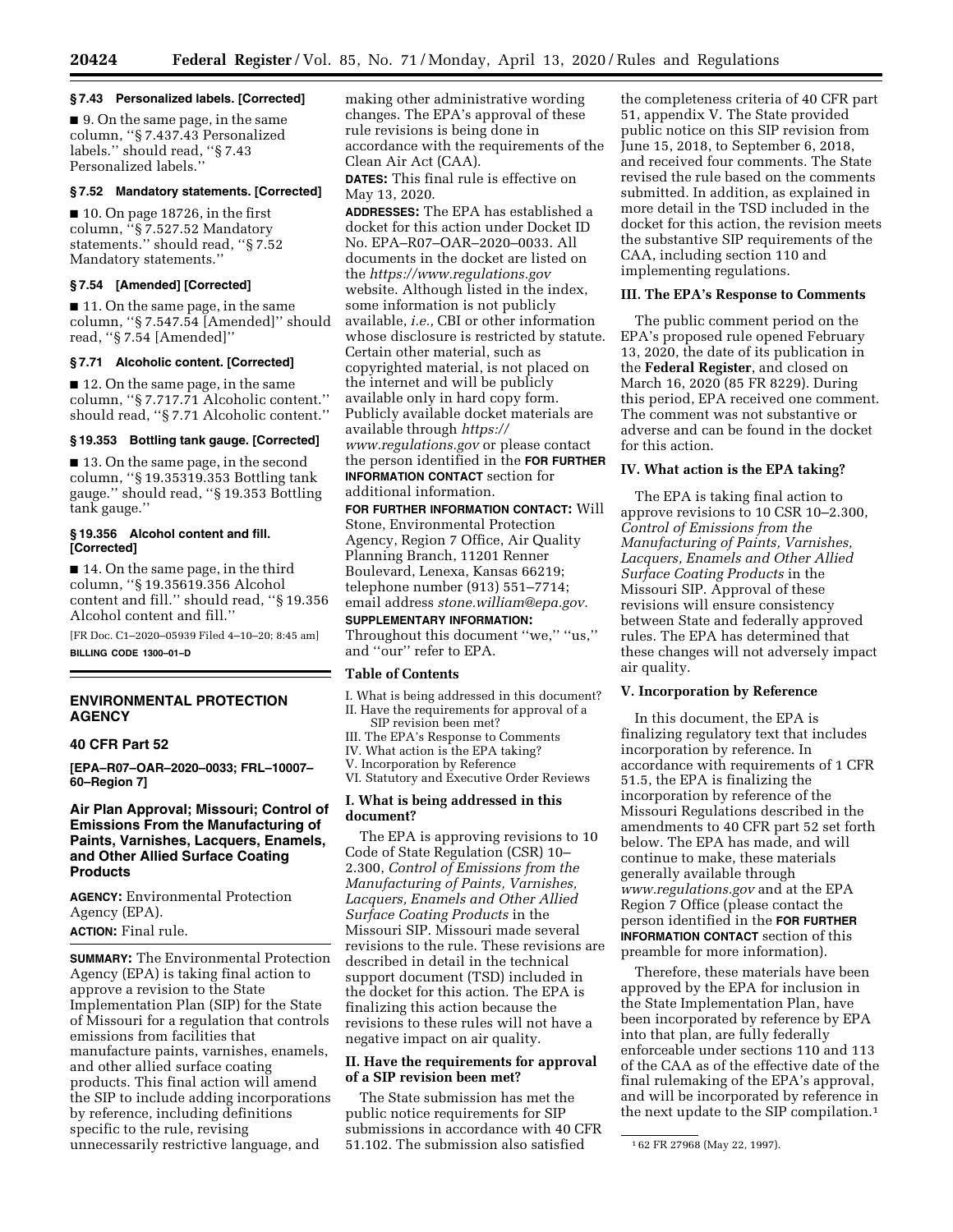**§ 7.43 Personalized labels. [Corrected]**

■ 9. On the same page, in the same column, "§ 7.437.43 Personalized labels." should read, "§ 7.43 Personalized labels."

**§ 7.52 Mandatory statements. [Corrected]**

■ 10. On page 18726, in the first column, "§ 7.527.52 Mandatory statements." should read, "§ 7.52 Mandatory statements."

**§ 7.54 [Amended] [Corrected]**

■ 11. On the same page, in the same column, "§ 7.547.54 [Amended]" should read, "§ 7.54 [Amended]"

**§ 7.71 Alcoholic content. [Corrected]**

■ 12. On the same page, in the same column, "§ 7.717.71 Alcoholic content." should read, "§ 7.71 Alcoholic content."

**§ 19.353 Bottling tank gauge. [Corrected]**

■ 13. On the same page, in the second column, "§ 19.35319.353 Bottling tank gauge." should read, "§ 19.353 Bottling tank gauge."

**§ 19.356 Alcohol content and fill. [Corrected]**

■ 14. On the same page, in the third column, "§ 19.35619.356 Alcohol content and fill." should read, "§ 19.356 Alcohol content and fill."

[FR Doc. C1–2020–05939 Filed 4–10–20; 8:45 am]

**BILLING CODE 1300–01–D**

---

## ENVIRONMENTAL PROTECTION AGENCY

### 40 CFR Part 52

**[EPA–R07–OAR–2020–0033; FRL–10007–60–Region 7]**

## Air Plan Approval; Missouri; Control of Emissions From the Manufacturing of Paints, Varnishes, Lacquers, Enamels, and Other Allied Surface Coating Products

**AGENCY:** Environmental Protection Agency (EPA).

**ACTION:** Final rule.

---

**SUMMARY:** The Environmental Protection Agency (EPA) is taking final action to approve a revision to the State Implementation Plan (SIP) for the State of Missouri for a regulation that controls emissions from facilities that manufacture paints, varnishes, enamels, and other allied surface coating products. This final action will amend the SIP to include adding incorporations by reference, including definitions specific to the rule, revising unnecessarily restrictive language, and making other administrative wording changes. The EPA's approval of these rule revisions is being done in accordance with the requirements of the Clean Air Act (CAA).

**DATES:** This final rule is effective on May 13, 2020.

**ADDRESSES:** The EPA has established a docket for this action under Docket ID No. EPA–R07–OAR–2020–0033. All documents in the docket are listed on the *https://www.regulations.gov* website. Although listed in the index, some information is not publicly available, *i.e.,* CBI or other information whose disclosure is restricted by statute. Certain other material, such as copyrighted material, is not placed on the internet and will be publicly available only in hard copy form. Publicly available docket materials are available through *https://www.regulations.gov* or please contact the person identified in the **FOR FURTHER INFORMATION CONTACT** section for additional information.

**FOR FURTHER INFORMATION CONTACT:** Will Stone, Environmental Protection Agency, Region 7 Office, Air Quality Planning Branch, 11201 Renner Boulevard, Lenexa, Kansas 66219; telephone number (913) 551–7714; email address *stone.william@epa.gov.*

**SUPPLEMENTARY INFORMATION:** Throughout this document "we," "us," and "our" refer to EPA.

### Table of Contents

I. What is being addressed in this document?
II. Have the requirements for approval of a SIP revision been met?
III. The EPA's Response to Comments
IV. What action is the EPA taking?
V. Incorporation by Reference
VI. Statutory and Executive Order Reviews

### I. What is being addressed in this document?

The EPA is approving revisions to 10 Code of State Regulation (CSR) 10–2.300, *Control of Emissions from the Manufacturing of Paints, Varnishes, Lacquers, Enamels and Other Allied Surface Coating Products* in the Missouri SIP. Missouri made several revisions to the rule. These revisions are described in detail in the technical support document (TSD) included in the docket for this action. The EPA is finalizing this action because the revisions to these rules will not have a negative impact on air quality.

### II. Have the requirements for approval of a SIP revision been met?

The State submission has met the public notice requirements for SIP submissions in accordance with 40 CFR 51.102. The submission also satisfied the completeness criteria of 40 CFR part 51, appendix V. The State provided public notice on this SIP revision from June 15, 2018, to September 6, 2018, and received four comments. The State revised the rule based on the comments submitted. In addition, as explained in more detail in the TSD included in the docket for this action, the revision meets the substantive SIP requirements of the CAA, including section 110 and implementing regulations.

### III. The EPA's Response to Comments

The public comment period on the EPA's proposed rule opened February 13, 2020, the date of its publication in the **Federal Register**, and closed on March 16, 2020 (85 FR 8229). During this period, EPA received one comment. The comment was not substantive or adverse and can be found in the docket for this action.

### IV. What action is the EPA taking?

The EPA is taking final action to approve revisions to 10 CSR 10–2.300, *Control of Emissions from the Manufacturing of Paints, Varnishes, Lacquers, Enamels and Other Allied Surface Coating Products* in the Missouri SIP. Approval of these revisions will ensure consistency between State and federally approved rules. The EPA has determined that these changes will not adversely impact air quality.

### V. Incorporation by Reference

In this document, the EPA is finalizing regulatory text that includes incorporation by reference. In accordance with requirements of 1 CFR 51.5, the EPA is finalizing the incorporation by reference of the Missouri Regulations described in the amendments to 40 CFR part 52 set forth below. The EPA has made, and will continue to make, these materials generally available through *www.regulations.gov* and at the EPA Region 7 Office (please contact the person identified in the **FOR FURTHER INFORMATION CONTACT** section of this preamble for more information).

Therefore, these materials have been approved by the EPA for inclusion in the State Implementation Plan, have been incorporated by reference by EPA into that plan, are fully federally enforceable under sections 110 and 113 of the CAA as of the effective date of the final rulemaking of the EPA's approval, and will be incorporated by reference in the next update to the SIP compilation.[1]

---

[1] 62 FR 27968 (May 22, 1997).